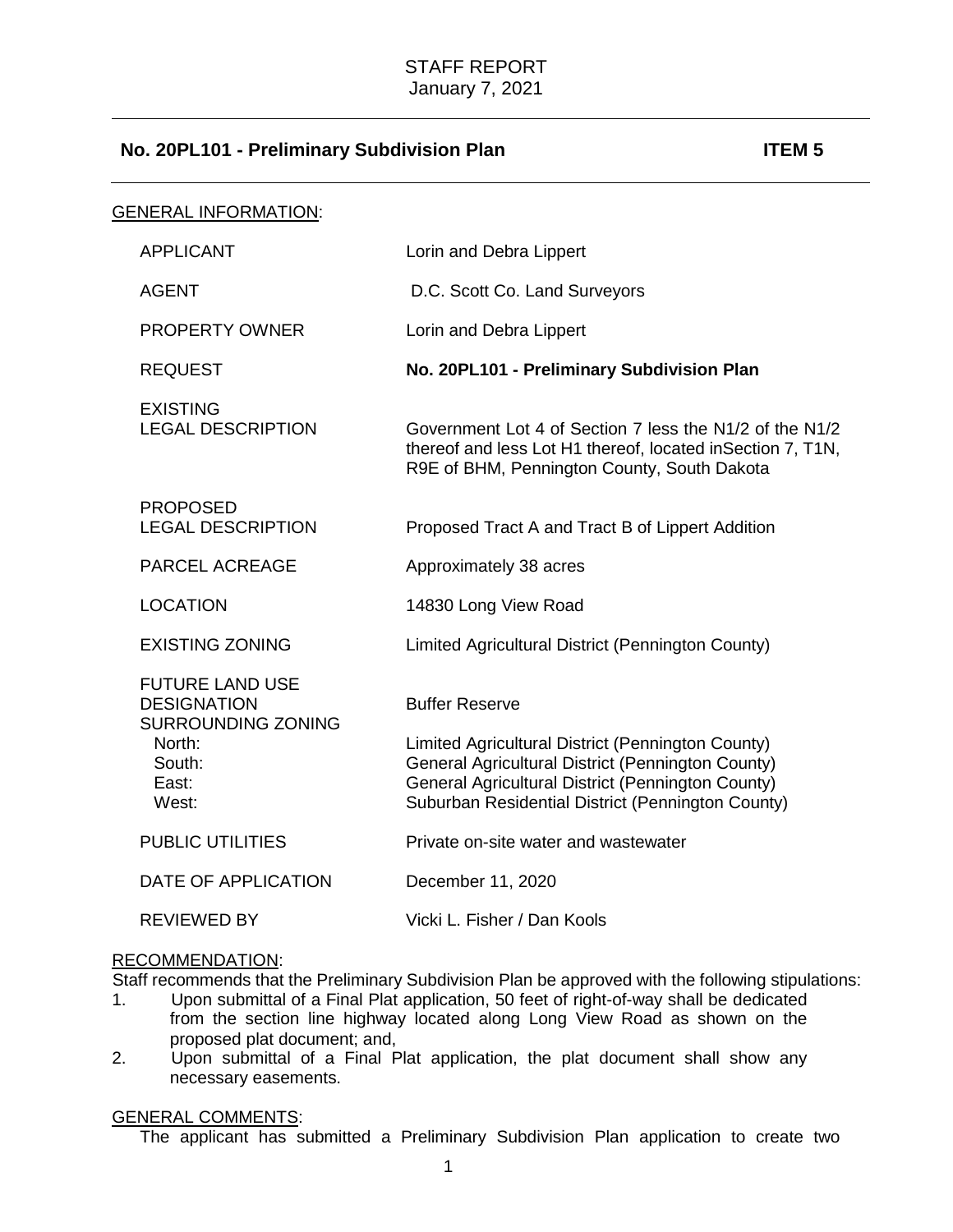# STAFF REPORT
January 7, 2021

## No. 20PL101 - Preliminary Subdivision Plan ITEM 5

GENERAL INFORMATION:

| | |
|---|---|
| APPLICANT | Lorin and Debra Lippert |
| AGENT | D.C. Scott Co. Land Surveyors |
| PROPERTY OWNER | Lorin and Debra Lippert |
| REQUEST | **No. 20PL101 - Preliminary Subdivision Plan** |
| EXISTING LEGAL DESCRIPTION | Government Lot 4 of Section 7 less the N1/2 of the N1/2 thereof and less Lot H1 thereof, located inSection 7, T1N, R9E of BHM, Pennington County, South Dakota |
| PROPOSED LEGAL DESCRIPTION | Proposed Tract A and Tract B of Lippert Addition |
| PARCEL ACREAGE | Approximately 38 acres |
| LOCATION | 14830 Long View Road |
| EXISTING ZONING | Limited Agricultural District (Pennington County) |
| FUTURE LAND USE DESIGNATION | Buffer Reserve |
| SURROUNDING ZONING | |
| North: | Limited Agricultural District (Pennington County) |
| South: | General Agricultural District (Pennington County) |
| East: | General Agricultural District (Pennington County) |
| West: | Suburban Residential District (Pennington County) |
| PUBLIC UTILITIES | Private on-site water and wastewater |
| DATE OF APPLICATION | December 11, 2020 |
| REVIEWED BY | Vicki L. Fisher / Dan Kools |

RECOMMENDATION:

Staff recommends that the Preliminary Subdivision Plan be approved with the following stipulations:

1. Upon submittal of a Final Plat application, 50 feet of right-of-way shall be dedicated from the section line highway located along Long View Road as shown on the proposed plat document; and,
2. Upon submittal of a Final Plat application, the plat document shall show any necessary easements.

GENERAL COMMENTS:

The applicant has submitted a Preliminary Subdivision Plan application to create two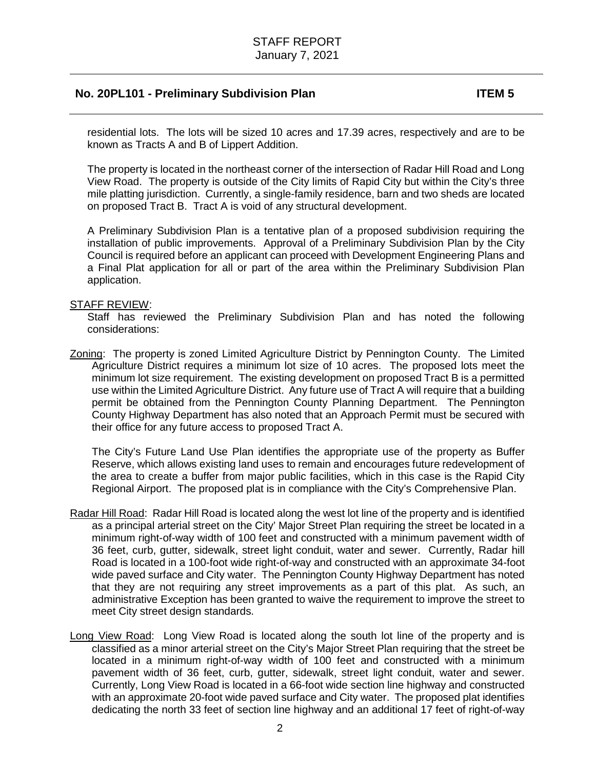residential lots. The lots will be sized 10 acres and 17.39 acres, respectively and are to be known as Tracts A and B of Lippert Addition.

The property is located in the northeast corner of the intersection of Radar Hill Road and Long View Road. The property is outside of the City limits of Rapid City but within the City's three mile platting jurisdiction. Currently, a single-family residence, barn and two sheds are located on proposed Tract B. Tract A is void of any structural development.

A Preliminary Subdivision Plan is a tentative plan of a proposed subdivision requiring the installation of public improvements. Approval of a Preliminary Subdivision Plan by the City Council is required before an applicant can proceed with Development Engineering Plans and a Final Plat application for all or part of the area within the Preliminary Subdivision Plan application.

STAFF REVIEW:

Staff has reviewed the Preliminary Subdivision Plan and has noted the following considerations:

Zoning: The property is zoned Limited Agriculture District by Pennington County. The Limited Agriculture District requires a minimum lot size of 10 acres. The proposed lots meet the minimum lot size requirement. The existing development on proposed Tract B is a permitted use within the Limited Agriculture District. Any future use of Tract A will require that a building permit be obtained from the Pennington County Planning Department. The Pennington County Highway Department has also noted that an Approach Permit must be secured with their office for any future access to proposed Tract A.

The City's Future Land Use Plan identifies the appropriate use of the property as Buffer Reserve, which allows existing land uses to remain and encourages future redevelopment of the area to create a buffer from major public facilities, which in this case is the Rapid City Regional Airport. The proposed plat is in compliance with the City's Comprehensive Plan.

Radar Hill Road: Radar Hill Road is located along the west lot line of the property and is identified as a principal arterial street on the City' Major Street Plan requiring the street be located in a minimum right-of-way width of 100 feet and constructed with a minimum pavement width of 36 feet, curb, gutter, sidewalk, street light conduit, water and sewer. Currently, Radar hill Road is located in a 100-foot wide right-of-way and constructed with an approximate 34-foot wide paved surface and City water. The Pennington County Highway Department has noted that they are not requiring any street improvements as a part of this plat. As such, an administrative Exception has been granted to waive the requirement to improve the street to meet City street design standards.

Long View Road: Long View Road is located along the south lot line of the property and is classified as a minor arterial street on the City's Major Street Plan requiring that the street be located in a minimum right-of-way width of 100 feet and constructed with a minimum pavement width of 36 feet, curb, gutter, sidewalk, street light conduit, water and sewer. Currently, Long View Road is located in a 66-foot wide section line highway and constructed with an approximate 20-foot wide paved surface and City water. The proposed plat identifies dedicating the north 33 feet of section line highway and an additional 17 feet of right-of-way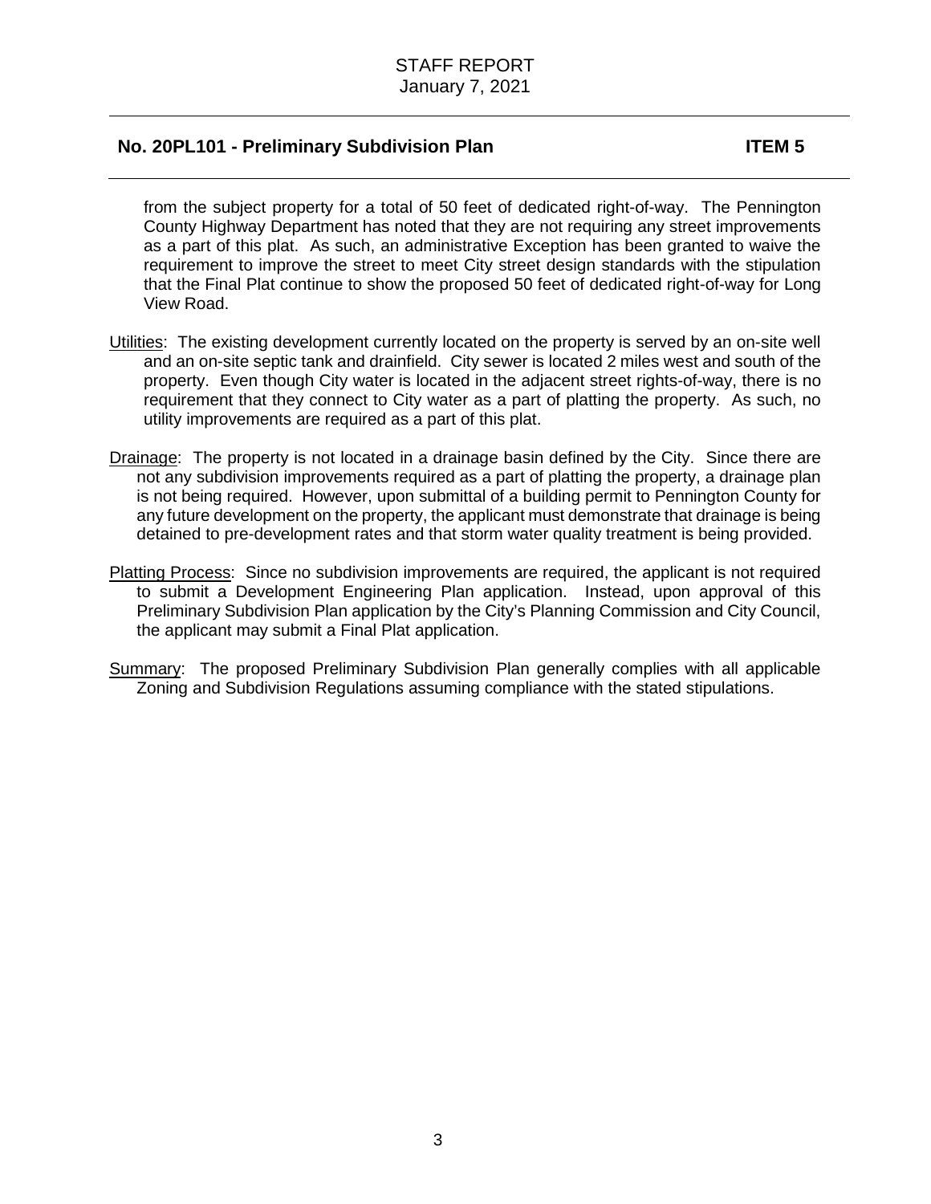from the subject property for a total of 50 feet of dedicated right-of-way. The Pennington County Highway Department has noted that they are not requiring any street improvements as a part of this plat. As such, an administrative Exception has been granted to waive the requirement to improve the street to meet City street design standards with the stipulation that the Final Plat continue to show the proposed 50 feet of dedicated right-of-way for Long View Road.

Utilities: The existing development currently located on the property is served by an on-site well and an on-site septic tank and drainfield. City sewer is located 2 miles west and south of the property. Even though City water is located in the adjacent street rights-of-way, there is no requirement that they connect to City water as a part of platting the property. As such, no utility improvements are required as a part of this plat.

Drainage: The property is not located in a drainage basin defined by the City. Since there are not any subdivision improvements required as a part of platting the property, a drainage plan is not being required. However, upon submittal of a building permit to Pennington County for any future development on the property, the applicant must demonstrate that drainage is being detained to pre-development rates and that storm water quality treatment is being provided.

Platting Process: Since no subdivision improvements are required, the applicant is not required to submit a Development Engineering Plan application. Instead, upon approval of this Preliminary Subdivision Plan application by the City's Planning Commission and City Council, the applicant may submit a Final Plat application.

Summary: The proposed Preliminary Subdivision Plan generally complies with all applicable Zoning and Subdivision Regulations assuming compliance with the stated stipulations.